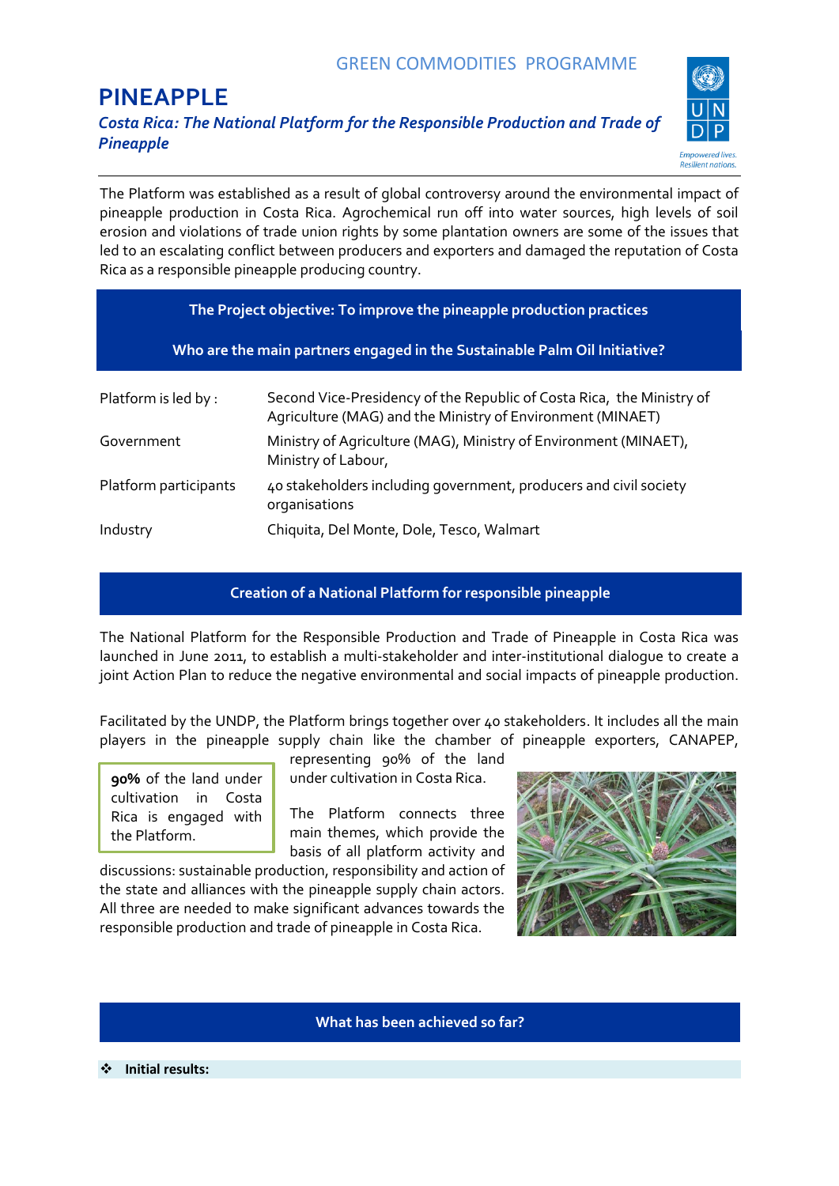GREEN COMMODITIES PROGRAMME

# PINEAPPLE

***Costa Rica: The National Platform for the Responsible Production and Trade of Pineapple***

The Platform was established as a result of global controversy around the environmental impact of pineapple production in Costa Rica. Agrochemical run off into water sources, high levels of soil erosion and violations of trade union rights by some plantation owners are some of the issues that led to an escalating conflict between producers and exporters and damaged the reputation of Costa Rica as a responsible pineapple producing country.

**The Project objective: To improve the pineapple production practices**

**Who are the main partners engaged in the Sustainable Palm Oil Initiative?**

| | |
|---|---|
| Platform is led by : | Second Vice-Presidency of the Republic of Costa Rica, the Ministry of Agriculture (MAG) and the Ministry of Environment (MINAET) |
| Government | Ministry of Agriculture (MAG), Ministry of Environment (MINAET), Ministry of Labour, |
| Platform participants | 40 stakeholders including government, producers and civil society organisations |
| Industry | Chiquita, Del Monte, Dole, Tesco, Walmart |

## Creation of a National Platform for responsible pineapple

The National Platform for the Responsible Production and Trade of Pineapple in Costa Rica was launched in June 2011, to establish a multi-stakeholder and inter-institutional dialogue to create a joint Action Plan to reduce the negative environmental and social impacts of pineapple production.

Facilitated by the UNDP, the Platform brings together over 40 stakeholders. It includes all the main players in the pineapple supply chain like the chamber of pineapple exporters, CANAPEP, representing 90% of the land under cultivation in Costa Rica.

> **90%** of the land under cultivation in Costa Rica is engaged with the Platform.

The Platform connects three main themes, which provide the basis of all platform activity and discussions: sustainable production, responsibility and action of the state and alliances with the pineapple supply chain actors. All three are needed to make significant advances towards the responsible production and trade of pineapple in Costa Rica.

## What has been achieved so far?

- **Initial results:**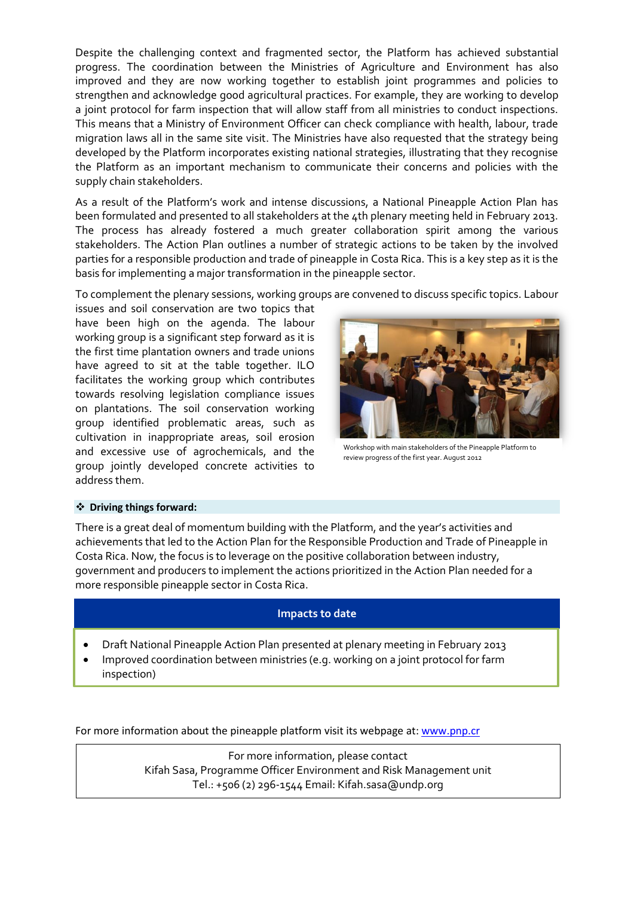Despite the challenging context and fragmented sector, the Platform has achieved substantial progress. The coordination between the Ministries of Agriculture and Environment has also improved and they are now working together to establish joint programmes and policies to strengthen and acknowledge good agricultural practices. For example, they are working to develop a joint protocol for farm inspection that will allow staff from all ministries to conduct inspections. This means that a Ministry of Environment Officer can check compliance with health, labour, trade migration laws all in the same site visit. The Ministries have also requested that the strategy being developed by the Platform incorporates existing national strategies, illustrating that they recognise the Platform as an important mechanism to communicate their concerns and policies with the supply chain stakeholders.

As a result of the Platform's work and intense discussions, a National Pineapple Action Plan has been formulated and presented to all stakeholders at the 4th plenary meeting held in February 2013. The process has already fostered a much greater collaboration spirit among the various stakeholders. The Action Plan outlines a number of strategic actions to be taken by the involved parties for a responsible production and trade of pineapple in Costa Rica. This is a key step as it is the basis for implementing a major transformation in the pineapple sector.

To complement the plenary sessions, working groups are convened to discuss specific topics. Labour issues and soil conservation are two topics that have been high on the agenda. The labour working group is a significant step forward as it is the first time plantation owners and trade unions have agreed to sit at the table together. ILO facilitates the working group which contributes towards resolving legislation compliance issues on plantations. The soil conservation working group identified problematic areas, such as cultivation in inappropriate areas, soil erosion and excessive use of agrochemicals, and the group jointly developed concrete activities to address them.

Workshop with main stakeholders of the Pineapple Platform to review progress of the first year. August 2012

❖ **Driving things forward:**

There is a great deal of momentum building with the Platform, and the year's activities and achievements that led to the Action Plan for the Responsible Production and Trade of Pineapple in Costa Rica. Now, the focus is to leverage on the positive collaboration between industry, government and producers to implement the actions prioritized in the Action Plan needed for a more responsible pineapple sector in Costa Rica.

**Impacts to date**

- Draft National Pineapple Action Plan presented at plenary meeting in February 2013
- Improved coordination between ministries (e.g. working on a joint protocol for farm inspection)

For more information about the pineapple platform visit its webpage at: [www.pnp.cr](http://www.pnp.cr)

For more information, please contact
Kifah Sasa, Programme Officer Environment and Risk Management unit
Tel.: +506 (2) 296-1544 Email: Kifah.sasa@undp.org